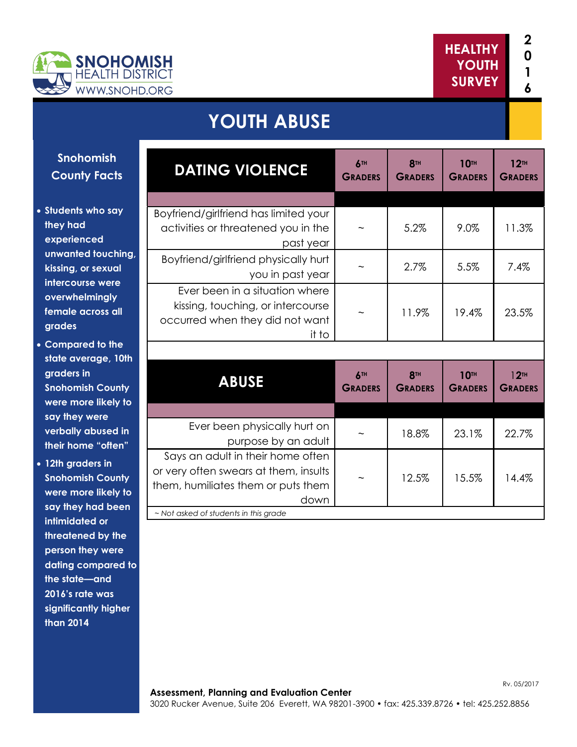SNOHOMISH HEALTH DISTRICT
WWW.SNOHD.ORG

HEALTHY YOUTH SURVEY 2016

# YOUTH ABUSE

## Snohomish County Facts

- Students who say they had experienced unwanted touching, kissing, or sexual intercourse were overwhelmingly female across all grades
- Compared to the state average, 10th graders in Snohomish County were more likely to say they were verbally abused in their home "often"
- 12th graders in Snohomish County were more likely to say they had been intimidated or threatened by the person they were dating compared to the state—and 2016's rate was significantly higher than 2014

| DATING VIOLENCE | 6TH GRADERS | 8TH GRADERS | 10TH GRADERS | 12TH GRADERS |
|---|---|---|---|---|
| Boyfriend/girlfriend has limited your activities or threatened you in the past year | ~ | 5.2% | 9.0% | 11.3% |
| Boyfriend/girlfriend physically hurt you in past year | ~ | 2.7% | 5.5% | 7.4% |
| Ever been in a situation where kissing, touching, or intercourse occurred when they did not want it to | ~ | 11.9% | 19.4% | 23.5% |

| ABUSE | 6TH GRADERS | 8TH GRADERS | 10TH GRADERS | 12TH GRADERS |
|---|---|---|---|---|
| Ever been physically hurt on purpose by an adult | ~ | 18.8% | 23.1% | 22.7% |
| Says an adult in their home often or very often swears at them, insults them, humiliates them or puts them down | ~ | 12.5% | 15.5% | 14.4% |

*~ Not asked of students in this grade*

Rv. 05/2017

**Assessment, Planning and Evaluation Center**
3020 Rucker Avenue, Suite 206 Everett, WA 98201-3900 • fax: 425.339.8726 • tel: 425.252.8856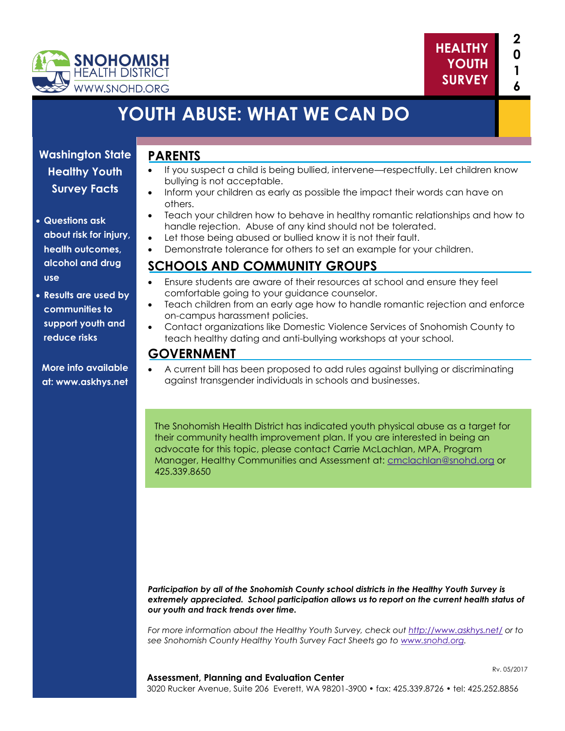SNOHOMISH HEALTH DISTRICT
WWW.SNOHD.ORG

HEALTHY YOUTH SURVEY 2016

# YOUTH ABUSE: WHAT WE CAN DO

**Washington State Healthy Youth Survey Facts**

- **Questions ask about risk for injury, health outcomes, alcohol and drug use**
- **Results are used by communities to support youth and reduce risks**

**More info available at: www.askhys.net**

## PARENTS

- If you suspect a child is being bullied, intervene—respectfully. Let children know bullying is not acceptable.
- Inform your children as early as possible the impact their words can have on others.
- Teach your children how to behave in healthy romantic relationships and how to handle rejection. Abuse of any kind should not be tolerated.
- Let those being abused or bullied know it is not their fault.
- Demonstrate tolerance for others to set an example for your children.

## SCHOOLS AND COMMUNITY GROUPS

- Ensure students are aware of their resources at school and ensure they feel comfortable going to your guidance counselor.
- Teach children from an early age how to handle romantic rejection and enforce on-campus harassment policies.
- Contact organizations like Domestic Violence Services of Snohomish County to teach healthy dating and anti-bullying workshops at your school.

## GOVERNMENT

- A current bill has been proposed to add rules against bullying or discriminating against transgender individuals in schools and businesses.

The Snohomish Health District has indicated youth physical abuse as a target for their community health improvement plan. If you are interested in being an advocate for this topic, please contact Carrie McLachlan, MPA, Program Manager, Healthy Communities and Assessment at: cmclachlan@snohd.org or 425.339.8650

***Participation by all of the Snohomish County school districts in the Healthy Youth Survey is extremely appreciated. School participation allows us to report on the current health status of our youth and track trends over time.***

*For more information about the Healthy Youth Survey, check out http://www.askhys.net/ or to see Snohomish County Healthy Youth Survey Fact Sheets go to www.snohd.org.*

Rv. 05/2017

**Assessment, Planning and Evaluation Center**
3020 Rucker Avenue, Suite 206 Everett, WA 98201-3900 • fax: 425.339.8726 • tel: 425.252.8856